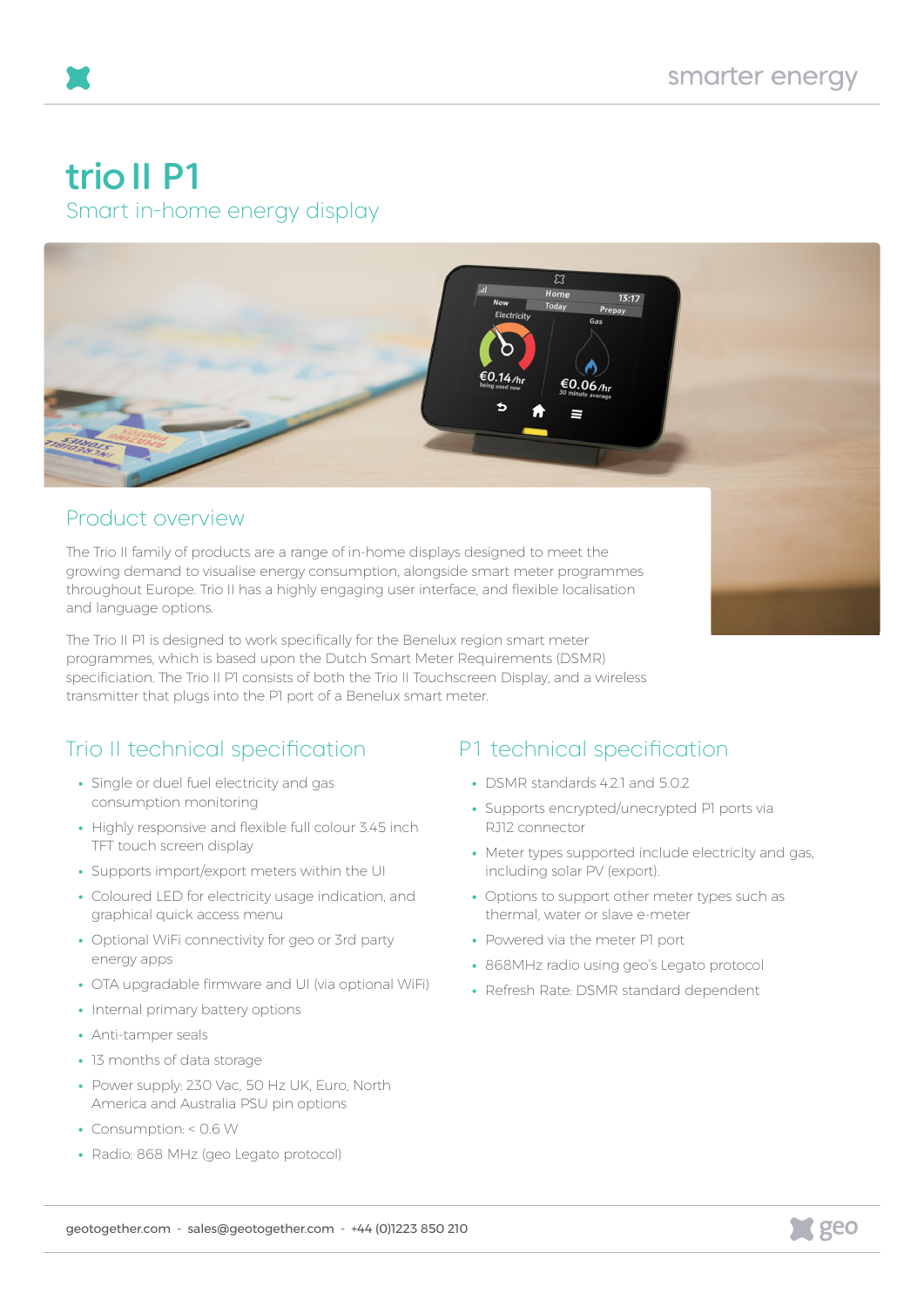# trio II P1

## Smart in-home energy display

## Product overview

The Trio II family of products are a range of in-home displays designed to meet the growing demand to visualise energy consumption, alongside smart meter programmes throughout Europe. Trio II has a highly engaging user interface, and flexible localisation and language options.

The Trio II P1 is designed to work specifically for the Benelux region smart meter programmes, which is based upon the Dutch Smart Meter Requirements (DSMR) speciﬁciation. The Trio II P1 consists of both the Trio II Touchscreen Display, and a wireless transmitter that plugs into the P1 port of a Benelux smart meter.

## Trio II technical specification

- Single or duel fuel electricity and gas consumption monitoring
- Highly responsive and flexible full colour 3.45 inch TFT touch screen display
- Supports import/export meters within the UI
- Coloured LED for electricity usage indication, and graphical quick access menu
- Optional WiFi connectivity for geo or 3rd party energy apps
- OTA upgradable firmware and UI (via optional WiFi)
- Internal primary battery options
- Anti-tamper seals
- 13 months of data storage
- Power supply: 230 Vac, 50 Hz UK, Euro, North America and Australia PSU pin options
- Consumption: < 0.6 W
- Radio: 868 MHz (geo Legato protocol)

## P1 technical specification

- DSMR standards 4.2.1 and 5.0.2
- Supports encrypted/unecrypted P1 ports via RJ12 connector
- Meter types supported include electricity and gas, including solar PV (export).
- Options to support other meter types such as thermal, water or slave e-meter
- Powered via the meter P1 port
- 868MHz radio using geo's Legato protocol
- Refresh Rate: DSMR standard dependent

geotogether.com - sales@geotogether.com - +44 (0)1223 850 210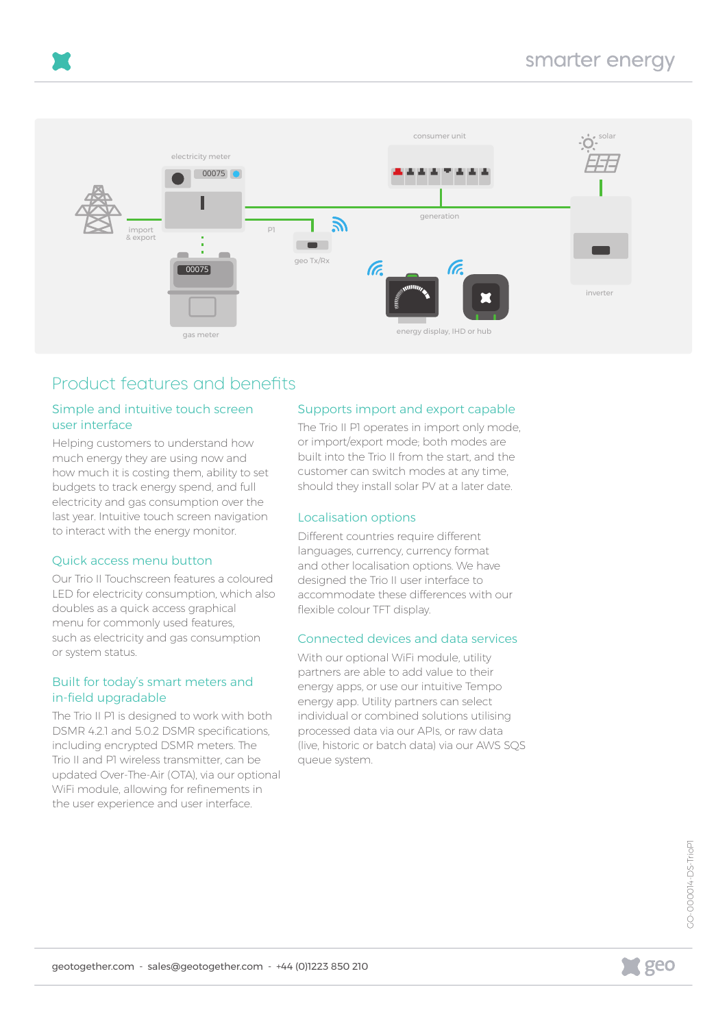electricity meter

00075

import & export

P1

gas meter

00075

geo Tx/Rx

consumer unit

generation

solar

inverter

energy display, IHD or hub

## Product features and benefits

### Simple and intuitive touch screen user interface

Helping customers to understand how much energy they are using now and how much it is costing them, ability to set budgets to track energy spend, and full electricity and gas consumption over the last year. Intuitive touch screen navigation to interact with the energy monitor.

### Quick access menu button

Our Trio II Touchscreen features a coloured LED for electricity consumption, which also doubles as a quick access graphical menu for commonly used features, such as electricity and gas consumption or system status.

### Built for today's smart meters and in-field upgradable

The Trio II P1 is designed to work with both DSMR 4.2.1 and 5.0.2 DSMR specifications, including encrypted DSMR meters. The Trio II and P1 wireless transmitter, can be updated Over-The-Air (OTA), via our optional WiFi module, allowing for refinements in the user experience and user interface.

### Supports import and export capable

The Trio II P1 operates in import only mode, or import/export mode; both modes are built into the Trio II from the start, and the customer can switch modes at any time, should they install solar PV at a later date.

### Localisation options

Different countries require different languages, currency, currency format and other localisation options. We have designed the Trio II user interface to accommodate these differences with our flexible colour TFT display.

### Connected devices and data services

With our optional WiFi module, utility partners are able to add value to their energy apps, or use our intuitive Tempo energy app. Utility partners can select individual or combined solutions utilising processed data via our APIs, or raw data (live, historic or batch data) via our AWS SQS queue system.